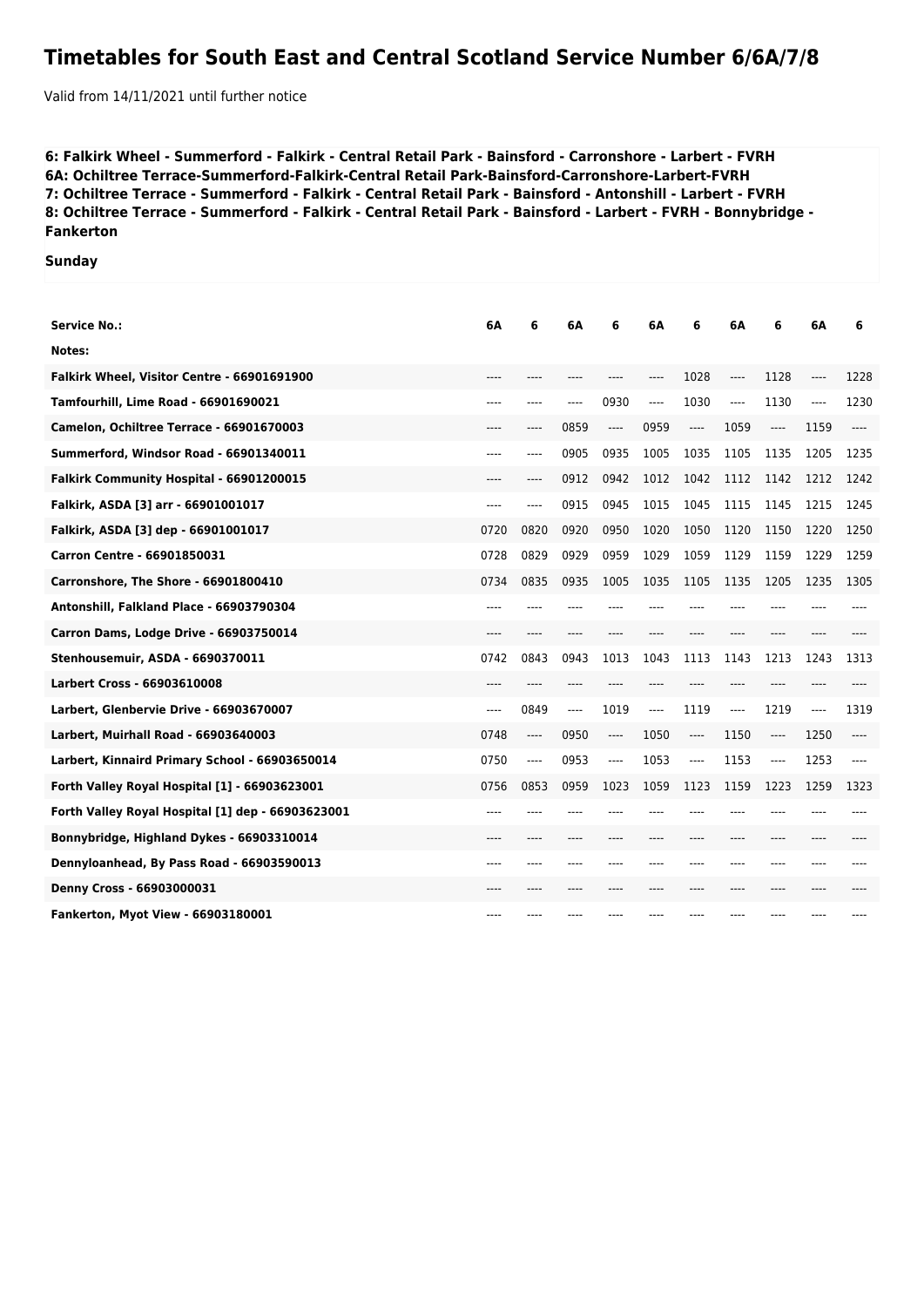# Timetables for South East and Central Scotland Service Number 6/6A/7/8

Valid from 14/11/2021 until further notice

**6: Falkirk Wheel - Summerford - Falkirk - Central Retail Park - Bainsford - Carronshore - Larbert - FVRH**
**6A: Ochiltree Terrace-Summerford-Falkirk-Central Retail Park-Bainsford-Carronshore-Larbert-FVRH**
**7: Ochiltree Terrace - Summerford - Falkirk - Central Retail Park - Bainsford - Antonshill - Larbert - FVRH**
**8: Ochiltree Terrace - Summerford - Falkirk - Central Retail Park - Bainsford - Larbert - FVRH - Bonnybridge - Fankerton**

**Sunday**

| Service No.: | 6A | 6 | 6A | 6 | 6A | 6 | 6A | 6 | 6A | 6 |
|---|---|---|---|---|---|---|---|---|---|---|
| Notes: | | | | | | | | | | |
| Falkirk Wheel, Visitor Centre - 66901691900 | ---- | ---- | ---- | ---- | ---- | 1028 | ---- | 1128 | ---- | 1228 |
| Tamfourhill, Lime Road - 66901690021 | ---- | ---- | ---- | 0930 | ---- | 1030 | ---- | 1130 | ---- | 1230 |
| Camelon, Ochiltree Terrace - 66901670003 | ---- | ---- | 0859 | ---- | 0959 | ---- | 1059 | ---- | 1159 | ---- |
| Summerford, Windsor Road - 66901340011 | ---- | ---- | 0905 | 0935 | 1005 | 1035 | 1105 | 1135 | 1205 | 1235 |
| Falkirk Community Hospital - 66901200015 | ---- | ---- | 0912 | 0942 | 1012 | 1042 | 1112 | 1142 | 1212 | 1242 |
| Falkirk, ASDA [3] arr - 66901001017 | ---- | ---- | 0915 | 0945 | 1015 | 1045 | 1115 | 1145 | 1215 | 1245 |
| Falkirk, ASDA [3] dep - 66901001017 | 0720 | 0820 | 0920 | 0950 | 1020 | 1050 | 1120 | 1150 | 1220 | 1250 |
| Carron Centre - 66901850031 | 0728 | 0829 | 0929 | 0959 | 1029 | 1059 | 1129 | 1159 | 1229 | 1259 |
| Carronshore, The Shore - 66901800410 | 0734 | 0835 | 0935 | 1005 | 1035 | 1105 | 1135 | 1205 | 1235 | 1305 |
| Antonshill, Falkland Place - 66903790304 | ---- | ---- | ---- | ---- | ---- | ---- | ---- | ---- | ---- | ---- |
| Carron Dams, Lodge Drive - 66903750014 | ---- | ---- | ---- | ---- | ---- | ---- | ---- | ---- | ---- | ---- |
| Stenhousemuir, ASDA - 6690370011 | 0742 | 0843 | 0943 | 1013 | 1043 | 1113 | 1143 | 1213 | 1243 | 1313 |
| Larbert Cross - 66903610008 | ---- | ---- | ---- | ---- | ---- | ---- | ---- | ---- | ---- | ---- |
| Larbert, Glenbervie Drive - 66903670007 | ---- | 0849 | ---- | 1019 | ---- | 1119 | ---- | 1219 | ---- | 1319 |
| Larbert, Muirhall Road - 66903640003 | 0748 | ---- | 0950 | ---- | 1050 | ---- | 1150 | ---- | 1250 | ---- |
| Larbert, Kinnaird Primary School - 66903650014 | 0750 | ---- | 0953 | ---- | 1053 | ---- | 1153 | ---- | 1253 | ---- |
| Forth Valley Royal Hospital [1] - 66903623001 | 0756 | 0853 | 0959 | 1023 | 1059 | 1123 | 1159 | 1223 | 1259 | 1323 |
| Forth Valley Royal Hospital [1] dep - 66903623001 | ---- | ---- | ---- | ---- | ---- | ---- | ---- | ---- | ---- | ---- |
| Bonnybridge, Highland Dykes - 66903310014 | ---- | ---- | ---- | ---- | ---- | ---- | ---- | ---- | ---- | ---- |
| Dennyloanhead, By Pass Road - 66903590013 | ---- | ---- | ---- | ---- | ---- | ---- | ---- | ---- | ---- | ---- |
| Denny Cross - 66903000031 | ---- | ---- | ---- | ---- | ---- | ---- | ---- | ---- | ---- | ---- |
| Fankerton, Myot View - 66903180001 | ---- | ---- | ---- | ---- | ---- | ---- | ---- | ---- | ---- | ---- |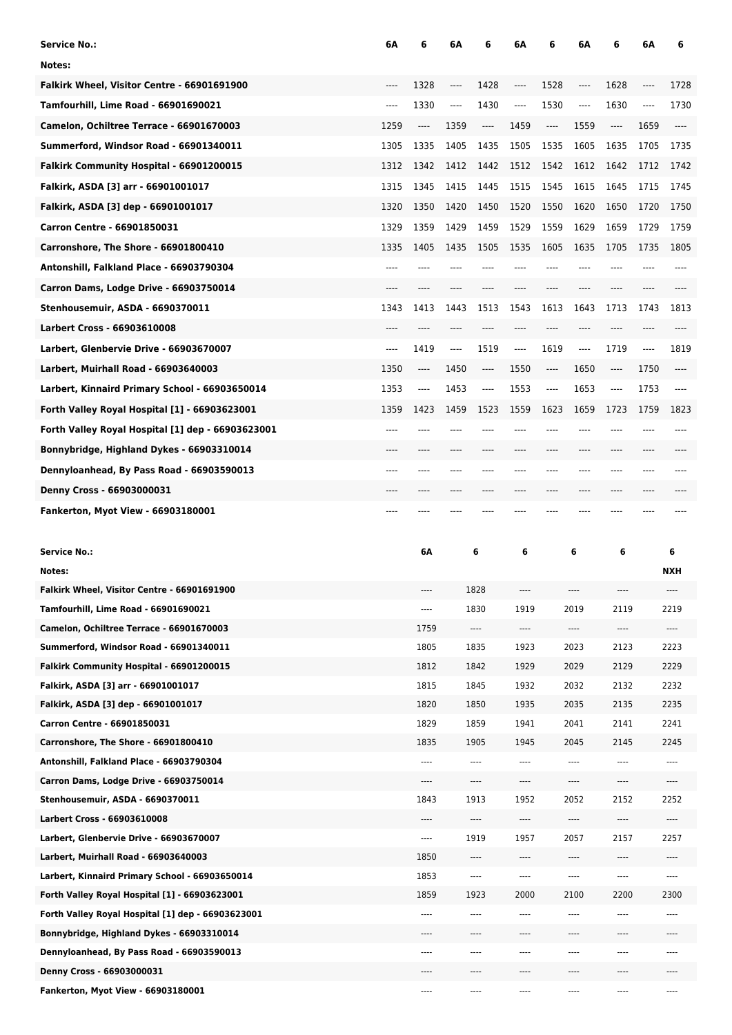| Service No.: | 6A | 6 | 6A | 6 | 6A | 6 | 6A | 6 | 6A | 6 |
|---|---|---|---|---|---|---|---|---|---|---|
| Notes: | | | | | | | | | | |
| Falkirk Wheel, Visitor Centre - 66901691900 | ---- | 1328 | ---- | 1428 | ---- | 1528 | ---- | 1628 | ---- | 1728 |
| Tamfourhill, Lime Road - 66901690021 | ---- | 1330 | ---- | 1430 | ---- | 1530 | ---- | 1630 | ---- | 1730 |
| Camelon, Ochiltree Terrace - 66901670003 | 1259 | ---- | 1359 | ---- | 1459 | ---- | 1559 | ---- | 1659 | ---- |
| Summerford, Windsor Road - 66901340011 | 1305 | 1335 | 1405 | 1435 | 1505 | 1535 | 1605 | 1635 | 1705 | 1735 |
| Falkirk Community Hospital - 66901200015 | 1312 | 1342 | 1412 | 1442 | 1512 | 1542 | 1612 | 1642 | 1712 | 1742 |
| Falkirk, ASDA [3] arr - 66901001017 | 1315 | 1345 | 1415 | 1445 | 1515 | 1545 | 1615 | 1645 | 1715 | 1745 |
| Falkirk, ASDA [3] dep - 66901001017 | 1320 | 1350 | 1420 | 1450 | 1520 | 1550 | 1620 | 1650 | 1720 | 1750 |
| Carron Centre - 66901850031 | 1329 | 1359 | 1429 | 1459 | 1529 | 1559 | 1629 | 1659 | 1729 | 1759 |
| Carronshore, The Shore - 66901800410 | 1335 | 1405 | 1435 | 1505 | 1535 | 1605 | 1635 | 1705 | 1735 | 1805 |
| Antonshill, Falkland Place - 66903790304 | ---- | ---- | ---- | ---- | ---- | ---- | ---- | ---- | ---- | ---- |
| Carron Dams, Lodge Drive - 66903750014 | ---- | ---- | ---- | ---- | ---- | ---- | ---- | ---- | ---- | ---- |
| Stenhousemuir, ASDA - 6690370011 | 1343 | 1413 | 1443 | 1513 | 1543 | 1613 | 1643 | 1713 | 1743 | 1813 |
| Larbert Cross - 66903610008 | ---- | ---- | ---- | ---- | ---- | ---- | ---- | ---- | ---- | ---- |
| Larbert, Glenbervie Drive - 66903670007 | ---- | 1419 | ---- | 1519 | ---- | 1619 | ---- | 1719 | ---- | 1819 |
| Larbert, Muirhall Road - 66903640003 | 1350 | ---- | 1450 | ---- | 1550 | ---- | 1650 | ---- | 1750 | ---- |
| Larbert, Kinnaird Primary School - 66903650014 | 1353 | ---- | 1453 | ---- | 1553 | ---- | 1653 | ---- | 1753 | ---- |
| Forth Valley Royal Hospital [1] - 66903623001 | 1359 | 1423 | 1459 | 1523 | 1559 | 1623 | 1659 | 1723 | 1759 | 1823 |
| Forth Valley Royal Hospital [1] dep - 66903623001 | ---- | ---- | ---- | ---- | ---- | ---- | ---- | ---- | ---- | ---- |
| Bonnybridge, Highland Dykes - 66903310014 | ---- | ---- | ---- | ---- | ---- | ---- | ---- | ---- | ---- | ---- |
| Dennyloanhead, By Pass Road - 66903590013 | ---- | ---- | ---- | ---- | ---- | ---- | ---- | ---- | ---- | ---- |
| Denny Cross - 66903000031 | ---- | ---- | ---- | ---- | ---- | ---- | ---- | ---- | ---- | ---- |
| Fankerton, Myot View - 66903180001 | ---- | ---- | ---- | ---- | ---- | ---- | ---- | ---- | ---- | ---- |

| Service No.: | 6A | 6 | 6 | 6 | 6 | 6 |
|---|---|---|---|---|---|---|
| Notes: | | | | | | NXH |
| Falkirk Wheel, Visitor Centre - 66901691900 | ---- | 1828 | ---- | ---- | ---- | ---- |
| Tamfourhill, Lime Road - 66901690021 | ---- | 1830 | 1919 | 2019 | 2119 | 2219 |
| Camelon, Ochiltree Terrace - 66901670003 | 1759 | ---- | ---- | ---- | ---- | ---- |
| Summerford, Windsor Road - 66901340011 | 1805 | 1835 | 1923 | 2023 | 2123 | 2223 |
| Falkirk Community Hospital - 66901200015 | 1812 | 1842 | 1929 | 2029 | 2129 | 2229 |
| Falkirk, ASDA [3] arr - 66901001017 | 1815 | 1845 | 1932 | 2032 | 2132 | 2232 |
| Falkirk, ASDA [3] dep - 66901001017 | 1820 | 1850 | 1935 | 2035 | 2135 | 2235 |
| Carron Centre - 66901850031 | 1829 | 1859 | 1941 | 2041 | 2141 | 2241 |
| Carronshore, The Shore - 66901800410 | 1835 | 1905 | 1945 | 2045 | 2145 | 2245 |
| Antonshill, Falkland Place - 66903790304 | ---- | ---- | ---- | ---- | ---- | ---- |
| Carron Dams, Lodge Drive - 66903750014 | ---- | ---- | ---- | ---- | ---- | ---- |
| Stenhousemuir, ASDA - 6690370011 | 1843 | 1913 | 1952 | 2052 | 2152 | 2252 |
| Larbert Cross - 66903610008 | ---- | ---- | ---- | ---- | ---- | ---- |
| Larbert, Glenbervie Drive - 66903670007 | ---- | 1919 | 1957 | 2057 | 2157 | 2257 |
| Larbert, Muirhall Road - 66903640003 | 1850 | ---- | ---- | ---- | ---- | ---- |
| Larbert, Kinnaird Primary School - 66903650014 | 1853 | ---- | ---- | ---- | ---- | ---- |
| Forth Valley Royal Hospital [1] - 66903623001 | 1859 | 1923 | 2000 | 2100 | 2200 | 2300 |
| Forth Valley Royal Hospital [1] dep - 66903623001 | ---- | ---- | ---- | ---- | ---- | ---- |
| Bonnybridge, Highland Dykes - 66903310014 | ---- | ---- | ---- | ---- | ---- | ---- |
| Dennyloanhead, By Pass Road - 66903590013 | ---- | ---- | ---- | ---- | ---- | ---- |
| Denny Cross - 66903000031 | ---- | ---- | ---- | ---- | ---- | ---- |
| Fankerton, Myot View - 66903180001 | ---- | ---- | ---- | ---- | ---- | ---- |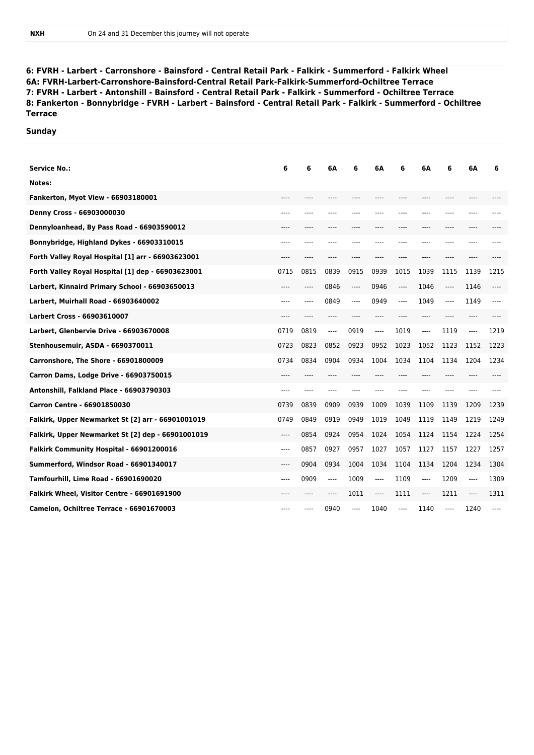| NXH | On 24 and 31 December this journey will not operate |
|---|---|

**6: FVRH - Larbert - Carronshore - Bainsford - Central Retail Park - Falkirk - Summerford - Falkirk Wheel**
**6A: FVRH-Larbert-Carronshore-Bainsford-Central Retail Park-Falkirk-Summerford-Ochiltree Terrace**
**7: FVRH - Larbert - Antonshill - Bainsford - Central Retail Park - Falkirk - Summerford - Ochiltree Terrace**
**8: Fankerton - Bonnybridge - FVRH - Larbert - Bainsford - Central Retail Park - Falkirk - Summerford - Ochiltree Terrace**

**Sunday**

| Service No.: | 6 | 6 | 6A | 6 | 6A | 6 | 6A | 6 | 6A | 6 |
|---|---|---|---|---|---|---|---|---|---|---|
| Notes: | | | | | | | | | | |
| Fankerton, Myot View - 66903180001 | ---- | ---- | ---- | ---- | ---- | ---- | ---- | ---- | ---- | ---- |
| Denny Cross - 66903000030 | ---- | ---- | ---- | ---- | ---- | ---- | ---- | ---- | ---- | ---- |
| Dennyloanhead, By Pass Road - 66903590012 | ---- | ---- | ---- | ---- | ---- | ---- | ---- | ---- | ---- | ---- |
| Bonnybridge, Highland Dykes - 66903310015 | ---- | ---- | ---- | ---- | ---- | ---- | ---- | ---- | ---- | ---- |
| Forth Valley Royal Hospital [1] arr - 66903623001 | ---- | ---- | ---- | ---- | ---- | ---- | ---- | ---- | ---- | ---- |
| Forth Valley Royal Hospital [1] dep - 66903623001 | 0715 | 0815 | 0839 | 0915 | 0939 | 1015 | 1039 | 1115 | 1139 | 1215 |
| Larbert, Kinnaird Primary School - 66903650013 | ---- | ---- | 0846 | ---- | 0946 | ---- | 1046 | ---- | 1146 | ---- |
| Larbert, Muirhall Road - 66903640002 | ---- | ---- | 0849 | ---- | 0949 | ---- | 1049 | ---- | 1149 | ---- |
| Larbert Cross - 66903610007 | ---- | ---- | ---- | ---- | ---- | ---- | ---- | ---- | ---- | ---- |
| Larbert, Glenbervie Drive - 66903670008 | 0719 | 0819 | ---- | 0919 | ---- | 1019 | ---- | 1119 | ---- | 1219 |
| Stenhousemuir, ASDA - 6690370011 | 0723 | 0823 | 0852 | 0923 | 0952 | 1023 | 1052 | 1123 | 1152 | 1223 |
| Carronshore, The Shore - 66901800009 | 0734 | 0834 | 0904 | 0934 | 1004 | 1034 | 1104 | 1134 | 1204 | 1234 |
| Carron Dams, Lodge Drive - 66903750015 | ---- | ---- | ---- | ---- | ---- | ---- | ---- | ---- | ---- | ---- |
| Antonshill, Falkland Place - 66903790303 | ---- | ---- | ---- | ---- | ---- | ---- | ---- | ---- | ---- | ---- |
| Carron Centre - 66901850030 | 0739 | 0839 | 0909 | 0939 | 1009 | 1039 | 1109 | 1139 | 1209 | 1239 |
| Falkirk, Upper Newmarket St [2] arr - 66901001019 | 0749 | 0849 | 0919 | 0949 | 1019 | 1049 | 1119 | 1149 | 1219 | 1249 |
| Falkirk, Upper Newmarket St [2] dep - 66901001019 | ---- | 0854 | 0924 | 0954 | 1024 | 1054 | 1124 | 1154 | 1224 | 1254 |
| Falkirk Community Hospital - 66901200016 | ---- | 0857 | 0927 | 0957 | 1027 | 1057 | 1127 | 1157 | 1227 | 1257 |
| Summerford, Windsor Road - 66901340017 | ---- | 0904 | 0934 | 1004 | 1034 | 1104 | 1134 | 1204 | 1234 | 1304 |
| Tamfourhill, Lime Road - 66901690020 | ---- | 0909 | ---- | 1009 | ---- | 1109 | ---- | 1209 | ---- | 1309 |
| Falkirk Wheel, Visitor Centre - 66901691900 | ---- | ---- | ---- | 1011 | ---- | 1111 | ---- | 1211 | ---- | 1311 |
| Camelon, Ochiltree Terrace - 66901670003 | ---- | ---- | 0940 | ---- | 1040 | ---- | 1140 | ---- | 1240 | ---- |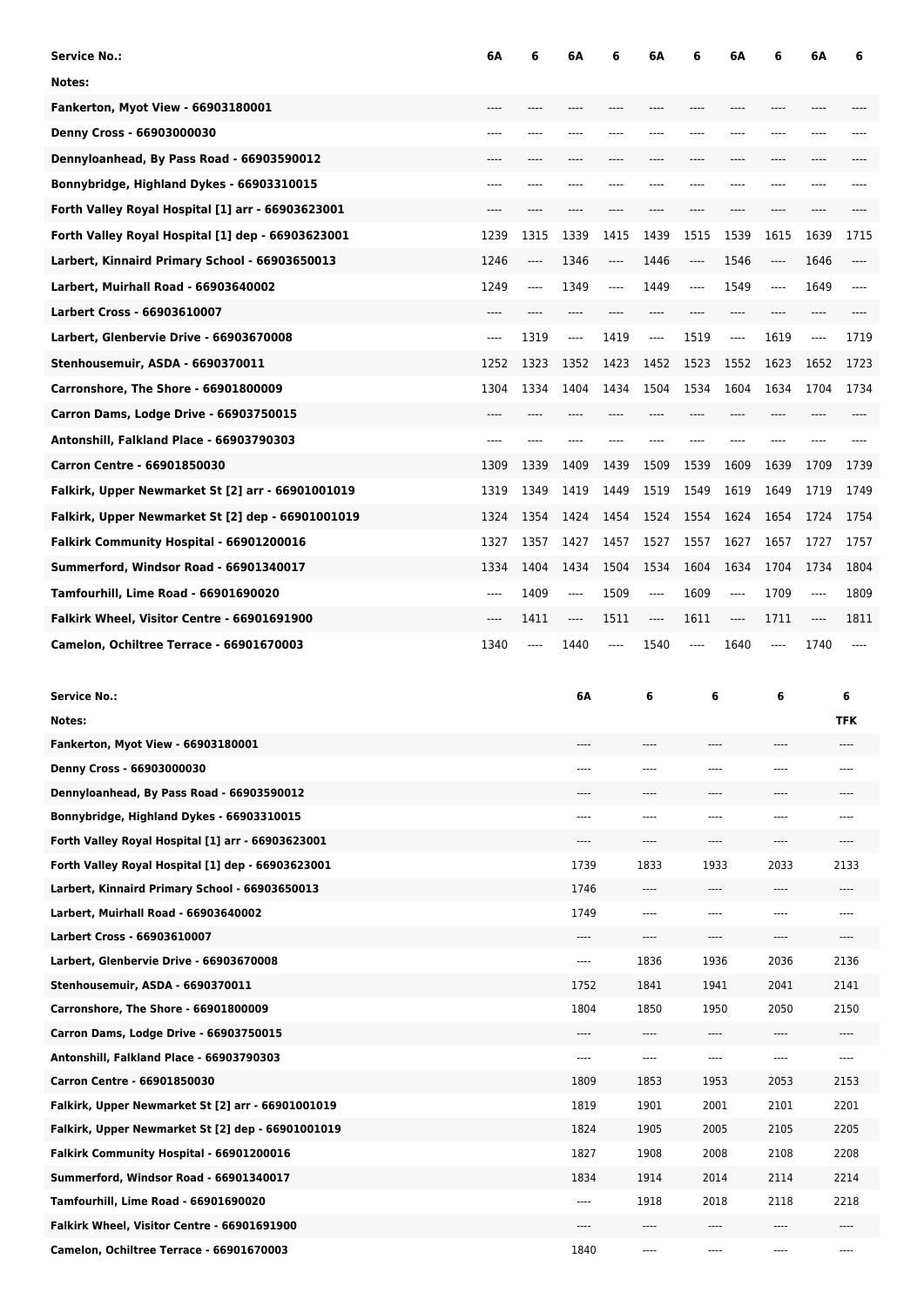| Service No.: | 6A | 6 | 6A | 6 | 6A | 6 | 6A | 6 | 6A | 6 |
|---|---|---|---|---|---|---|---|---|---|---|
| Notes: | | | | | | | | | | |
| Fankerton, Myot View - 66903180001 | ---- | ---- | ---- | ---- | ---- | ---- | ---- | ---- | ---- | ---- |
| Denny Cross - 66903000030 | ---- | ---- | ---- | ---- | ---- | ---- | ---- | ---- | ---- | ---- |
| Dennyloanhead, By Pass Road - 66903590012 | ---- | ---- | ---- | ---- | ---- | ---- | ---- | ---- | ---- | ---- |
| Bonnybridge, Highland Dykes - 66903310015 | ---- | ---- | ---- | ---- | ---- | ---- | ---- | ---- | ---- | ---- |
| Forth Valley Royal Hospital [1] arr - 66903623001 | ---- | ---- | ---- | ---- | ---- | ---- | ---- | ---- | ---- | ---- |
| Forth Valley Royal Hospital [1] dep - 66903623001 | 1239 | 1315 | 1339 | 1415 | 1439 | 1515 | 1539 | 1615 | 1639 | 1715 |
| Larbert, Kinnaird Primary School - 66903650013 | 1246 | ---- | 1346 | ---- | 1446 | ---- | 1546 | ---- | 1646 | ---- |
| Larbert, Muirhall Road - 66903640002 | 1249 | ---- | 1349 | ---- | 1449 | ---- | 1549 | ---- | 1649 | ---- |
| Larbert Cross - 66903610007 | ---- | ---- | ---- | ---- | ---- | ---- | ---- | ---- | ---- | ---- |
| Larbert, Glenbervie Drive - 66903670008 | ---- | 1319 | ---- | 1419 | ---- | 1519 | ---- | 1619 | ---- | 1719 |
| Stenhousemuir, ASDA - 6690370011 | 1252 | 1323 | 1352 | 1423 | 1452 | 1523 | 1552 | 1623 | 1652 | 1723 |
| Carronshore, The Shore - 66901800009 | 1304 | 1334 | 1404 | 1434 | 1504 | 1534 | 1604 | 1634 | 1704 | 1734 |
| Carron Dams, Lodge Drive - 66903750015 | ---- | ---- | ---- | ---- | ---- | ---- | ---- | ---- | ---- | ---- |
| Antonshill, Falkland Place - 66903790303 | ---- | ---- | ---- | ---- | ---- | ---- | ---- | ---- | ---- | ---- |
| Carron Centre - 66901850030 | 1309 | 1339 | 1409 | 1439 | 1509 | 1539 | 1609 | 1639 | 1709 | 1739 |
| Falkirk, Upper Newmarket St [2] arr - 66901001019 | 1319 | 1349 | 1419 | 1449 | 1519 | 1549 | 1619 | 1649 | 1719 | 1749 |
| Falkirk, Upper Newmarket St [2] dep - 66901001019 | 1324 | 1354 | 1424 | 1454 | 1524 | 1554 | 1624 | 1654 | 1724 | 1754 |
| Falkirk Community Hospital - 66901200016 | 1327 | 1357 | 1427 | 1457 | 1527 | 1557 | 1627 | 1657 | 1727 | 1757 |
| Summerford, Windsor Road - 66901340017 | 1334 | 1404 | 1434 | 1504 | 1534 | 1604 | 1634 | 1704 | 1734 | 1804 |
| Tamfourhill, Lime Road - 66901690020 | ---- | 1409 | ---- | 1509 | ---- | 1609 | ---- | 1709 | ---- | 1809 |
| Falkirk Wheel, Visitor Centre - 66901691900 | ---- | 1411 | ---- | 1511 | ---- | 1611 | ---- | 1711 | ---- | 1811 |
| Camelon, Ochiltree Terrace - 66901670003 | 1340 | ---- | 1440 | ---- | 1540 | ---- | 1640 | ---- | 1740 | ---- |

| Service No.: | 6A | 6 | 6 | 6 | 6 |
|---|---|---|---|---|---|
| Notes: | | | | | TFK |
| Fankerton, Myot View - 66903180001 | ---- | ---- | ---- | ---- | ---- |
| Denny Cross - 66903000030 | ---- | ---- | ---- | ---- | ---- |
| Dennyloanhead, By Pass Road - 66903590012 | ---- | ---- | ---- | ---- | ---- |
| Bonnybridge, Highland Dykes - 66903310015 | ---- | ---- | ---- | ---- | ---- |
| Forth Valley Royal Hospital [1] arr - 66903623001 | ---- | ---- | ---- | ---- | ---- |
| Forth Valley Royal Hospital [1] dep - 66903623001 | 1739 | 1833 | 1933 | 2033 | 2133 |
| Larbert, Kinnaird Primary School - 66903650013 | 1746 | ---- | ---- | ---- | ---- |
| Larbert, Muirhall Road - 66903640002 | 1749 | ---- | ---- | ---- | ---- |
| Larbert Cross - 66903610007 | ---- | ---- | ---- | ---- | ---- |
| Larbert, Glenbervie Drive - 66903670008 | ---- | 1836 | 1936 | 2036 | 2136 |
| Stenhousemuir, ASDA - 6690370011 | 1752 | 1841 | 1941 | 2041 | 2141 |
| Carronshore, The Shore - 66901800009 | 1804 | 1850 | 1950 | 2050 | 2150 |
| Carron Dams, Lodge Drive - 66903750015 | ---- | ---- | ---- | ---- | ---- |
| Antonshill, Falkland Place - 66903790303 | ---- | ---- | ---- | ---- | ---- |
| Carron Centre - 66901850030 | 1809 | 1853 | 1953 | 2053 | 2153 |
| Falkirk, Upper Newmarket St [2] arr - 66901001019 | 1819 | 1901 | 2001 | 2101 | 2201 |
| Falkirk, Upper Newmarket St [2] dep - 66901001019 | 1824 | 1905 | 2005 | 2105 | 2205 |
| Falkirk Community Hospital - 66901200016 | 1827 | 1908 | 2008 | 2108 | 2208 |
| Summerford, Windsor Road - 66901340017 | 1834 | 1914 | 2014 | 2114 | 2214 |
| Tamfourhill, Lime Road - 66901690020 | ---- | 1918 | 2018 | 2118 | 2218 |
| Falkirk Wheel, Visitor Centre - 66901691900 | ---- | ---- | ---- | ---- | ---- |
| Camelon, Ochiltree Terrace - 66901670003 | 1840 | ---- | ---- | ---- | ---- |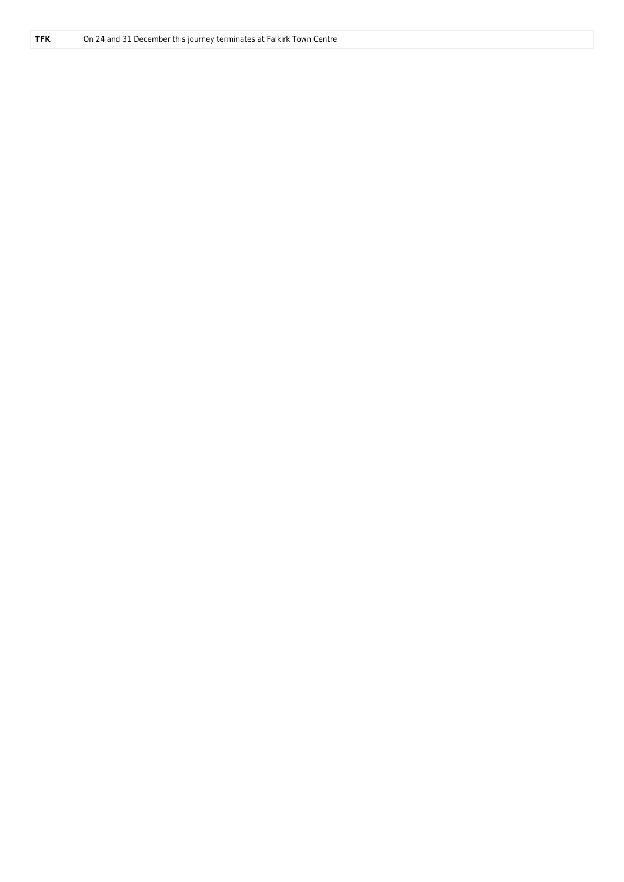| | |
|---|---|
| **TFK** | On 24 and 31 December this journey terminates at Falkirk Town Centre |